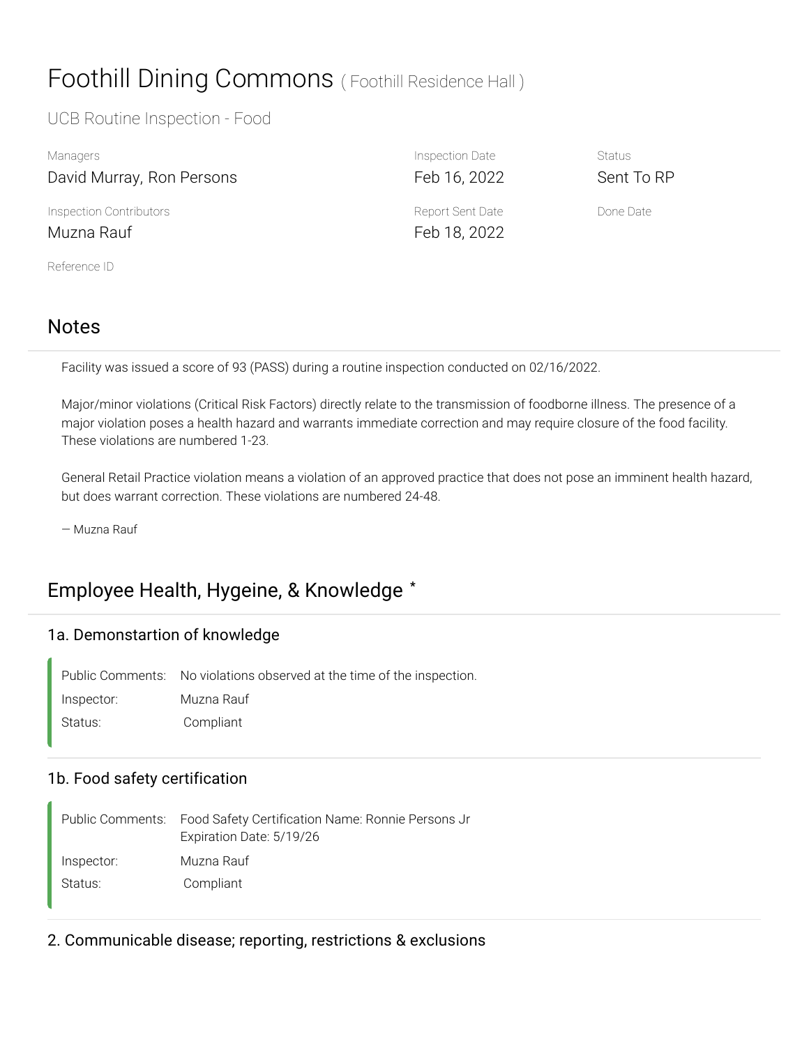# Foothill Dining Commons ( Foothill Residence Hall )

UCB Routine Inspection - Food

| Managers | Inspection Date | Status |
|---|---|---|
| David Murray, Ron Persons | Feb 16, 2022 | Sent To RP |

| Inspection Contributors | Report Sent Date | Done Date |
|---|---|---|
| Muzna Rauf | Feb 18, 2022 | |

Reference ID

## Notes

Facility was issued a score of 93 (PASS) during a routine inspection conducted on 02/16/2022.

Major/minor violations (Critical Risk Factors) directly relate to the transmission of foodborne illness. The presence of a major violation poses a health hazard and warrants immediate correction and may require closure of the food facility. These violations are numbered 1-23.

General Retail Practice violation means a violation of an approved practice that does not pose an imminent health hazard, but does warrant correction. These violations are numbered 24-48.

— Muzna Rauf

## Employee Health, Hygeine, & Knowledge *

### 1a. Demonstartion of knowledge

Public Comments: No violations observed at the time of the inspection.
Inspector: Muzna Rauf
Status: Compliant

### 1b. Food safety certification

Public Comments: Food Safety Certification Name: Ronnie Persons Jr
Expiration Date: 5/19/26
Inspector: Muzna Rauf
Status: Compliant

### 2. Communicable disease; reporting, restrictions & exclusions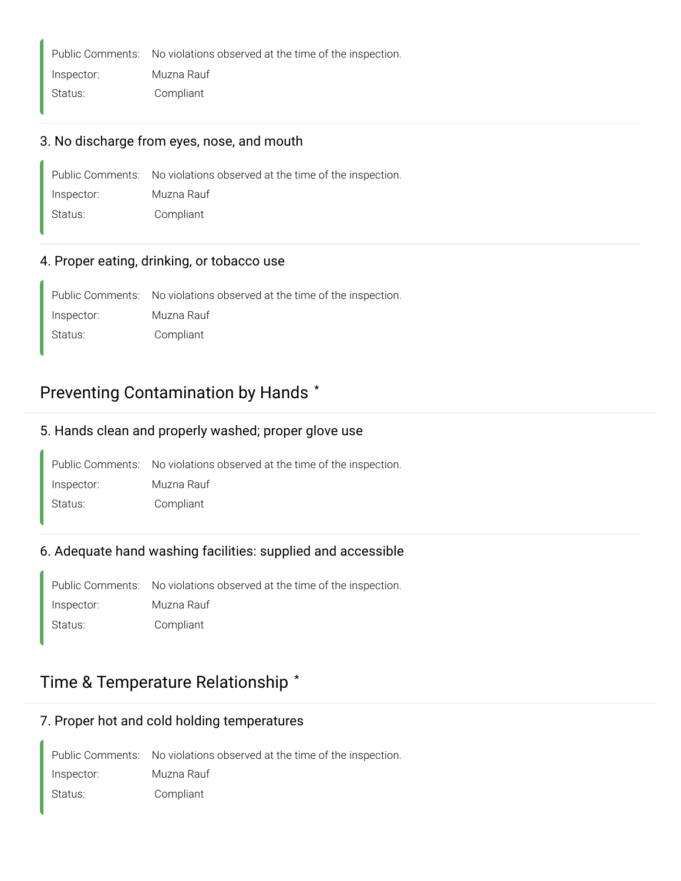Public Comments: No violations observed at the time of the inspection.

Inspector: Muzna Rauf

Status: Compliant

### 3. No discharge from eyes, nose, and mouth

Public Comments: No violations observed at the time of the inspection.

Inspector: Muzna Rauf

Status: Compliant

### 4. Proper eating, drinking, or tobacco use

Public Comments: No violations observed at the time of the inspection.

Inspector: Muzna Rauf

Status: Compliant

## Preventing Contamination by Hands *

### 5. Hands clean and properly washed; proper glove use

Public Comments: No violations observed at the time of the inspection.

Inspector: Muzna Rauf

Status: Compliant

### 6. Adequate hand washing facilities: supplied and accessible

Public Comments: No violations observed at the time of the inspection.

Inspector: Muzna Rauf

Status: Compliant

## Time & Temperature Relationship *

### 7. Proper hot and cold holding temperatures

Public Comments: No violations observed at the time of the inspection.

Inspector: Muzna Rauf

Status: Compliant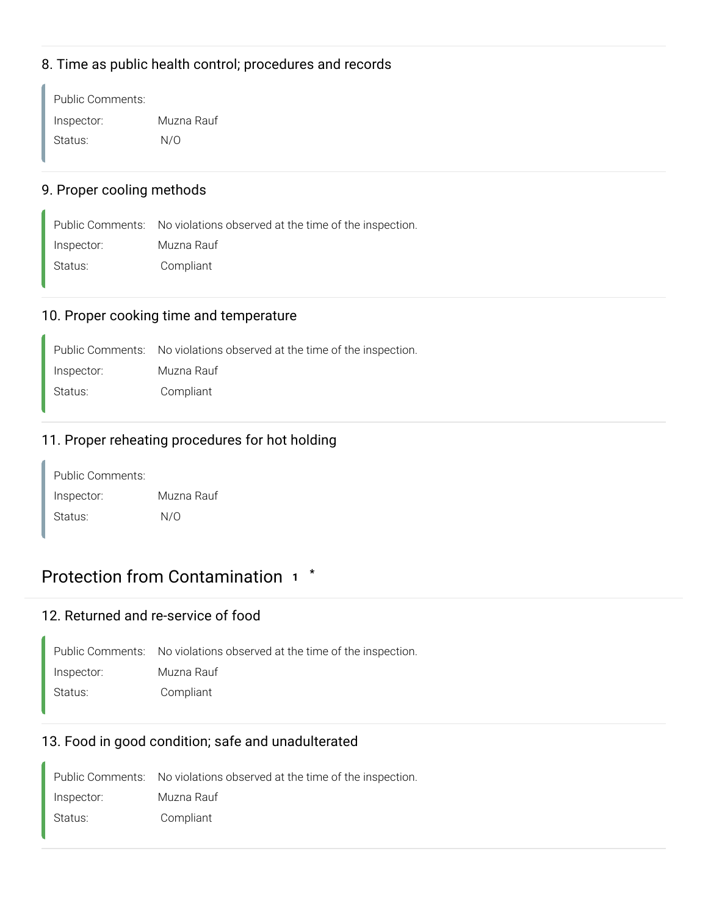### 8. Time as public health control; procedures and records

Public Comments:
Inspector: Muzna Rauf
Status: N/O

### 9. Proper cooling methods

Public Comments: No violations observed at the time of the inspection.
Inspector: Muzna Rauf
Status: Compliant

### 10. Proper cooking time and temperature

Public Comments: No violations observed at the time of the inspection.
Inspector: Muzna Rauf
Status: Compliant

### 11. Proper reheating procedures for hot holding

Public Comments:
Inspector: Muzna Rauf
Status: N/O

## Protection from Contamination 1 *

### 12. Returned and re-service of food

Public Comments: No violations observed at the time of the inspection.
Inspector: Muzna Rauf
Status: Compliant

### 13. Food in good condition; safe and unadulterated

Public Comments: No violations observed at the time of the inspection.
Inspector: Muzna Rauf
Status: Compliant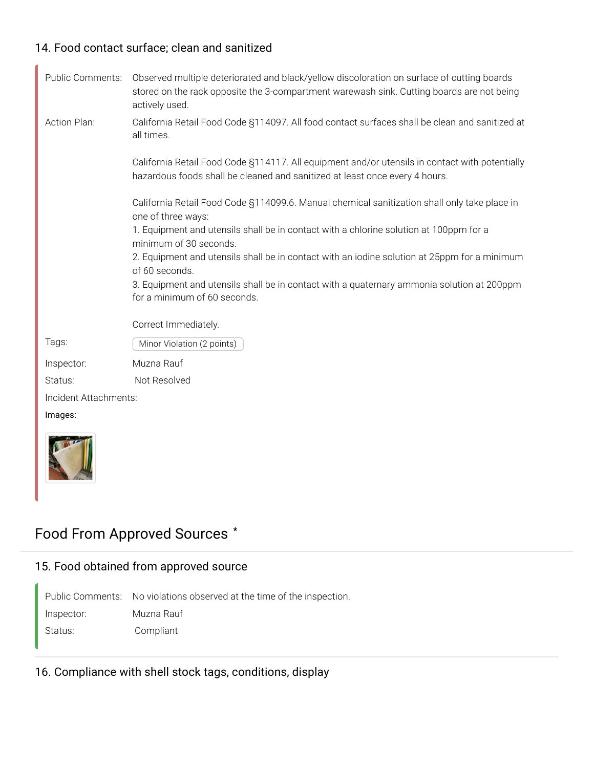### 14. Food contact surface; clean and sanitized

Public Comments: Observed multiple deteriorated and black/yellow discoloration on surface of cutting boards stored on the rack opposite the 3-compartment warewash sink. Cutting boards are not being actively used.

Action Plan: California Retail Food Code §114097. All food contact surfaces shall be clean and sanitized at all times.

California Retail Food Code §114117. All equipment and/or utensils in contact with potentially hazardous foods shall be cleaned and sanitized at least once every 4 hours.

California Retail Food Code §114099.6. Manual chemical sanitization shall only take place in one of three ways:
1. Equipment and utensils shall be in contact with a chlorine solution at 100ppm for a minimum of 30 seconds.
2. Equipment and utensils shall be in contact with an iodine solution at 25ppm for a minimum of 60 seconds.
3. Equipment and utensils shall be in contact with a quaternary ammonia solution at 200ppm for a minimum of 60 seconds.

Correct Immediately.

Tags: Minor Violation (2 points)

Inspector: Muzna Rauf

Status: Not Resolved

Incident Attachments:

Images:

## Food From Approved Sources *

### 15. Food obtained from approved source

Public Comments: No violations observed at the time of the inspection.

Inspector: Muzna Rauf

Status: Compliant

### 16. Compliance with shell stock tags, conditions, display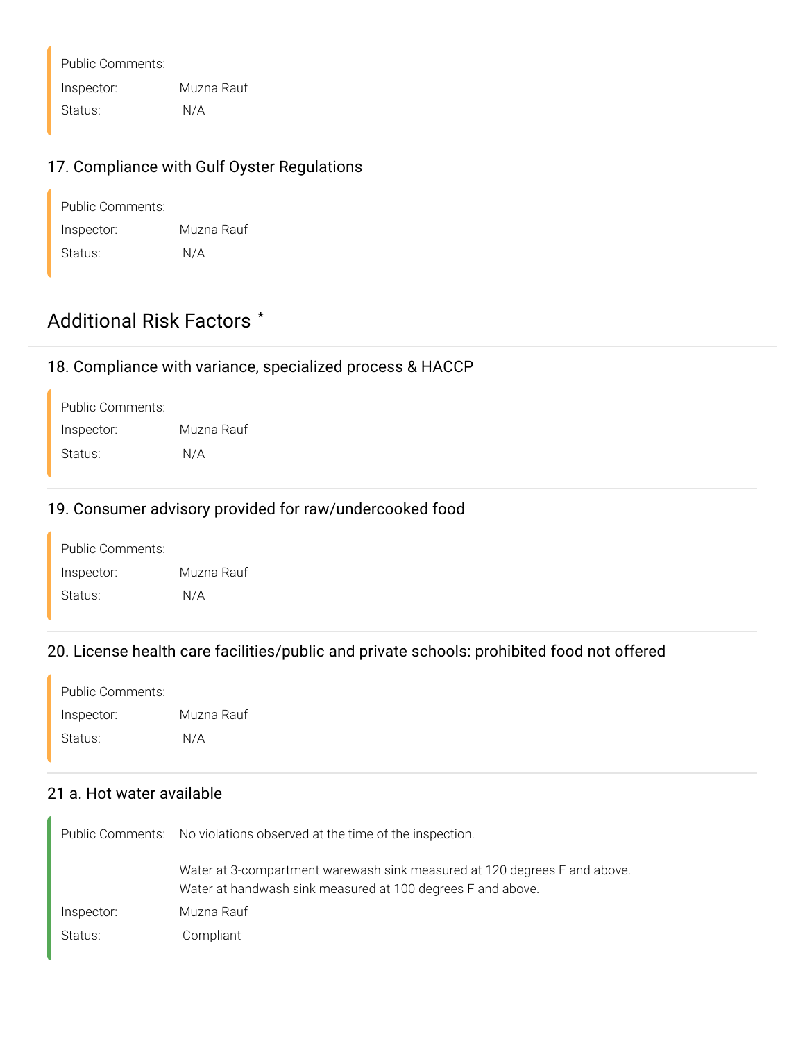Public Comments:

Inspector: Muzna Rauf

Status: N/A

### 17. Compliance with Gulf Oyster Regulations

Public Comments:

Inspector: Muzna Rauf

Status: N/A

## Additional Risk Factors *

### 18. Compliance with variance, specialized process & HACCP

Public Comments:

Inspector: Muzna Rauf

Status: N/A

### 19. Consumer advisory provided for raw/undercooked food

Public Comments:

Inspector: Muzna Rauf

Status: N/A

### 20. License health care facilities/public and private schools: prohibited food not offered

Public Comments:

Inspector: Muzna Rauf

Status: N/A

### 21 a. Hot water available

Public Comments: No violations observed at the time of the inspection.

Water at 3-compartment warewash sink measured at 120 degrees F and above.
Water at handwash sink measured at 100 degrees F and above.

Inspector: Muzna Rauf

Status: Compliant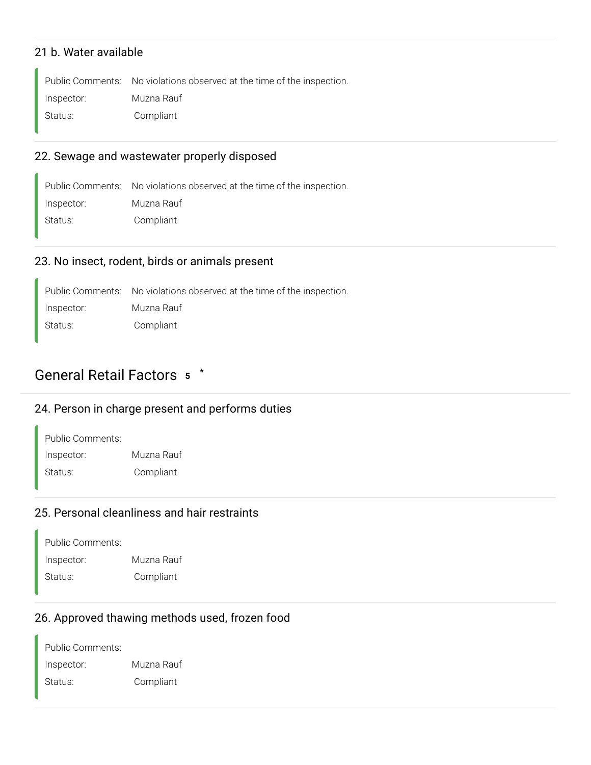### 21 b. Water available

Public Comments: No violations observed at the time of the inspection.
Inspector: Muzna Rauf
Status: Compliant

### 22. Sewage and wastewater properly disposed

Public Comments: No violations observed at the time of the inspection.
Inspector: Muzna Rauf
Status: Compliant

### 23. No insect, rodent, birds or animals present

Public Comments: No violations observed at the time of the inspection.
Inspector: Muzna Rauf
Status: Compliant

## General Retail Factors 5 *

### 24. Person in charge present and performs duties

Public Comments:
Inspector: Muzna Rauf
Status: Compliant

### 25. Personal cleanliness and hair restraints

Public Comments:
Inspector: Muzna Rauf
Status: Compliant

### 26. Approved thawing methods used, frozen food

Public Comments:
Inspector: Muzna Rauf
Status: Compliant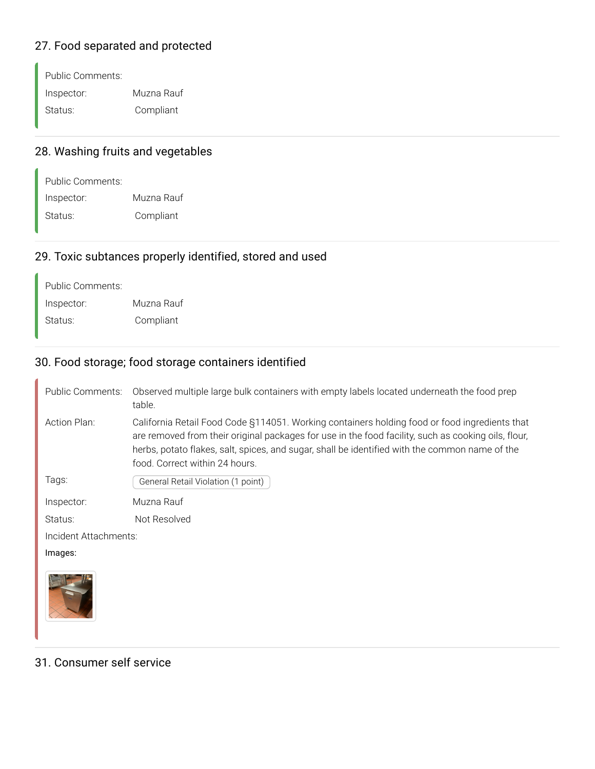## 27. Food separated and protected

Public Comments:
Inspector: Muzna Rauf
Status: Compliant

## 28. Washing fruits and vegetables

Public Comments:
Inspector: Muzna Rauf
Status: Compliant

## 29. Toxic subtances properly identified, stored and used

Public Comments:
Inspector: Muzna Rauf
Status: Compliant

## 30. Food storage; food storage containers identified

Public Comments: Observed multiple large bulk containers with empty labels located underneath the food prep table.

Action Plan: California Retail Food Code §114051. Working containers holding food or food ingredients that are removed from their original packages for use in the food facility, such as cooking oils, flour, herbs, potato flakes, salt, spices, and sugar, shall be identified with the common name of the food. Correct within 24 hours.

Tags: General Retail Violation (1 point)

Inspector: Muzna Rauf

Status: Not Resolved

Incident Attachments:

Images:

## 31. Consumer self service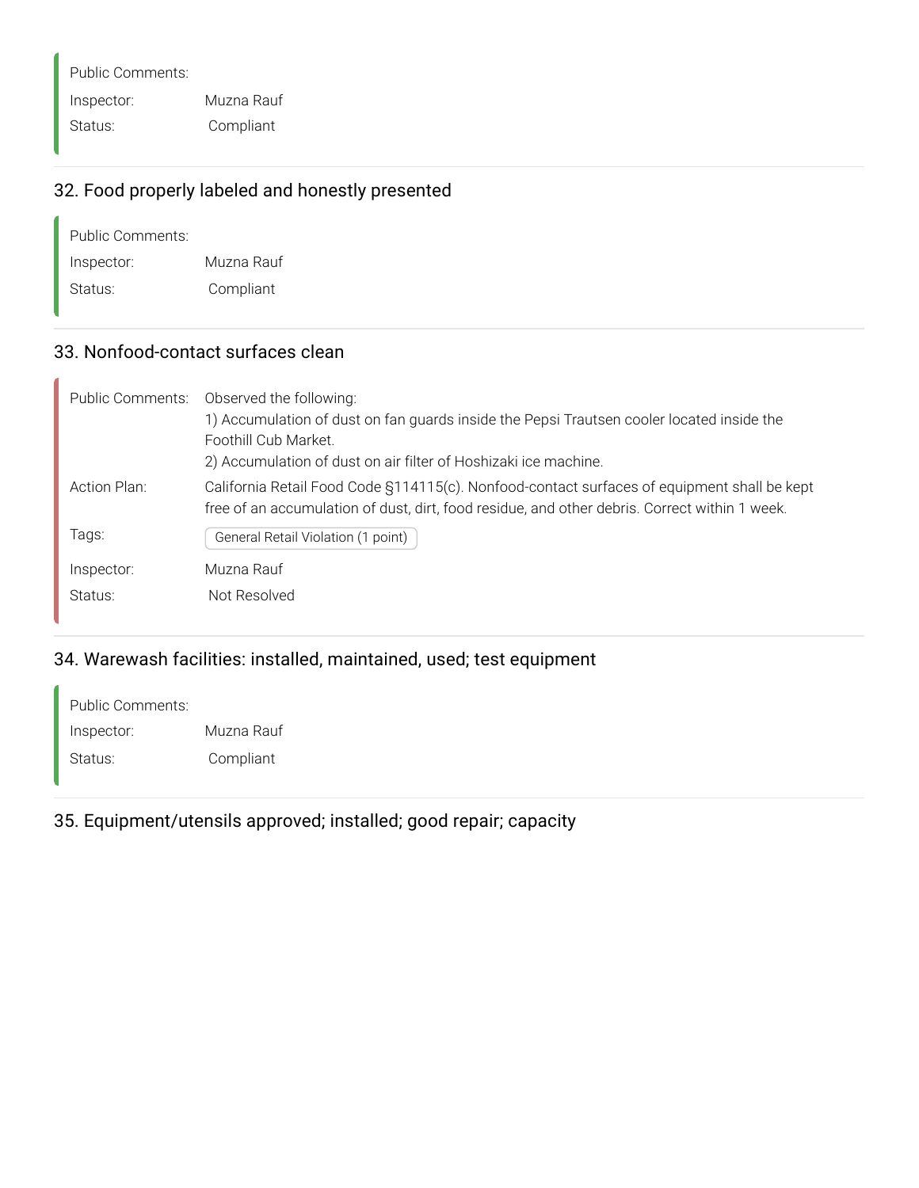Public Comments:

Inspector: Muzna Rauf

Status: Compliant

## 32. Food properly labeled and honestly presented

Public Comments:

Inspector: Muzna Rauf

Status: Compliant

## 33. Nonfood-contact surfaces clean

Public Comments: Observed the following:
1) Accumulation of dust on fan guards inside the Pepsi Trautsen cooler located inside the Foothill Cub Market.
2) Accumulation of dust on air filter of Hoshizaki ice machine.

Action Plan: California Retail Food Code §114115(c). Nonfood-contact surfaces of equipment shall be kept free of an accumulation of dust, dirt, food residue, and other debris. Correct within 1 week.

Tags: General Retail Violation (1 point)

Inspector: Muzna Rauf

Status: Not Resolved

## 34. Warewash facilities: installed, maintained, used; test equipment

Public Comments:

Inspector: Muzna Rauf

Status: Compliant

## 35. Equipment/utensils approved; installed; good repair; capacity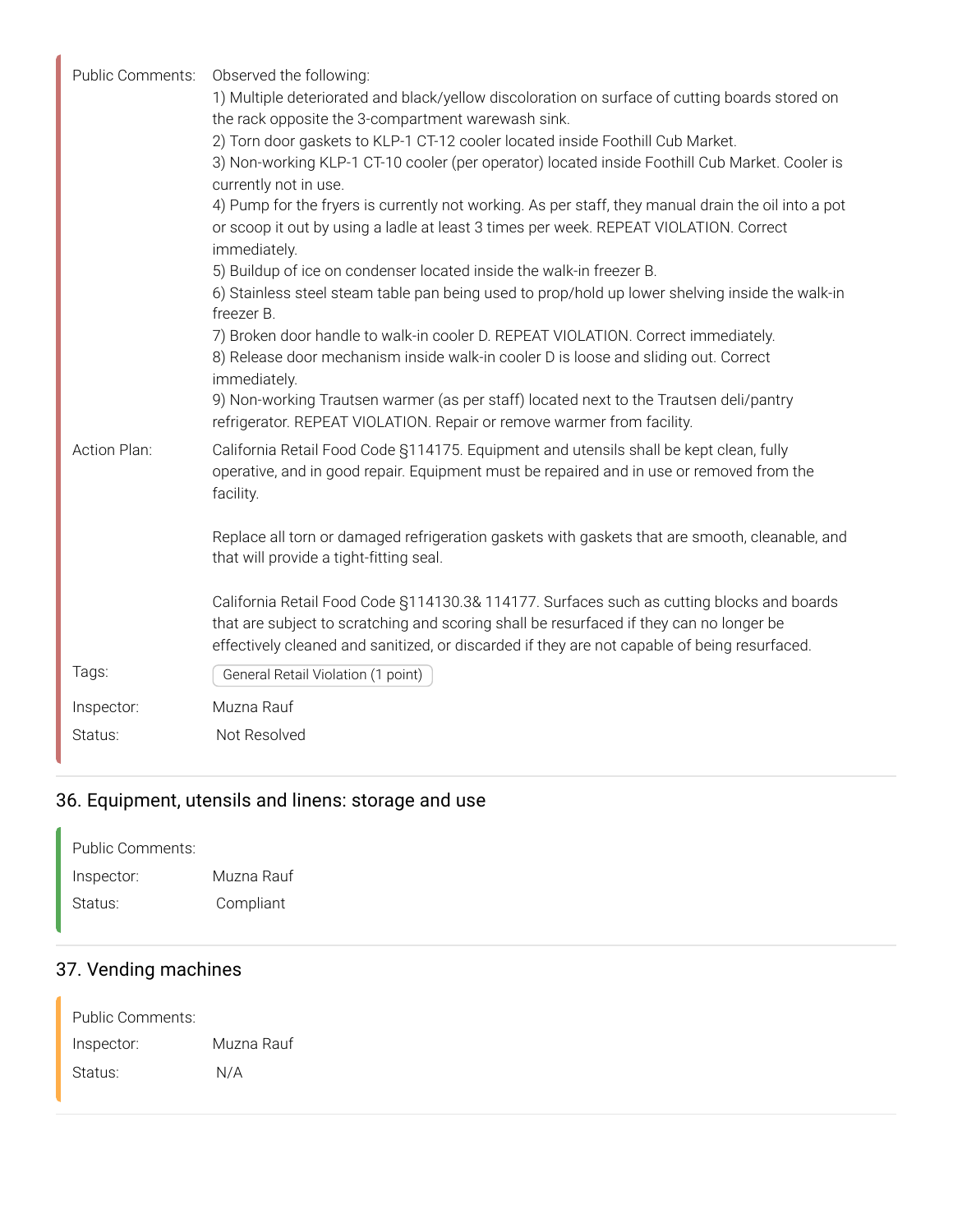Public Comments: Observed the following:

1) Multiple deteriorated and black/yellow discoloration on surface of cutting boards stored on the rack opposite the 3-compartment warewash sink.
2) Torn door gaskets to KLP-1 CT-12 cooler located inside Foothill Cub Market.
3) Non-working KLP-1 CT-10 cooler (per operator) located inside Foothill Cub Market. Cooler is currently not in use.
4) Pump for the fryers is currently not working. As per staff, they manual drain the oil into a pot or scoop it out by using a ladle at least 3 times per week. REPEAT VIOLATION. Correct immediately.
5) Buildup of ice on condenser located inside the walk-in freezer B.
6) Stainless steel steam table pan being used to prop/hold up lower shelving inside the walk-in freezer B.
7) Broken door handle to walk-in cooler D. REPEAT VIOLATION. Correct immediately.
8) Release door mechanism inside walk-in cooler D is loose and sliding out. Correct immediately.
9) Non-working Trautsen warmer (as per staff) located next to the Trautsen deli/pantry refrigerator. REPEAT VIOLATION. Repair or remove warmer from facility.

Action Plan: California Retail Food Code §114175. Equipment and utensils shall be kept clean, fully operative, and in good repair. Equipment must be repaired and in use or removed from the facility.

Replace all torn or damaged refrigeration gaskets with gaskets that are smooth, cleanable, and that will provide a tight-fitting seal.

California Retail Food Code §114130.3& 114177. Surfaces such as cutting blocks and boards that are subject to scratching and scoring shall be resurfaced if they can no longer be effectively cleaned and sanitized, or discarded if they are not capable of being resurfaced.

Tags: General Retail Violation (1 point)

Inspector: Muzna Rauf

Status: Not Resolved

## 36. Equipment, utensils and linens: storage and use

Public Comments:

Inspector: Muzna Rauf

Status: Compliant

## 37. Vending machines

Public Comments:

Inspector: Muzna Rauf

Status: N/A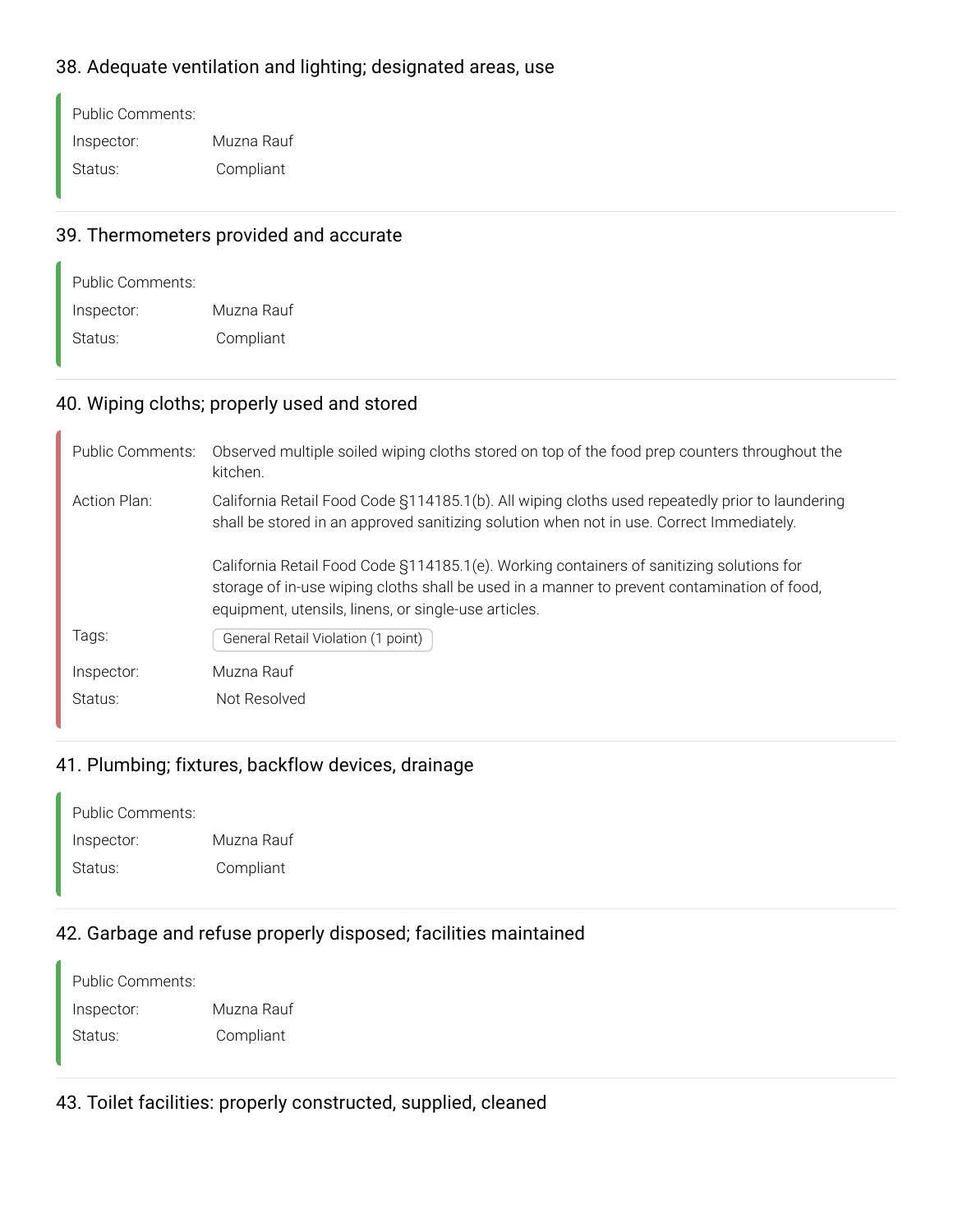## 38. Adequate ventilation and lighting; designated areas, use

Public Comments:

Inspector: Muzna Rauf

Status: Compliant

## 39. Thermometers provided and accurate

Public Comments:

Inspector: Muzna Rauf

Status: Compliant

## 40. Wiping cloths; properly used and stored

Public Comments: Observed multiple soiled wiping cloths stored on top of the food prep counters throughout the kitchen.

Action Plan: California Retail Food Code §114185.1(b). All wiping cloths used repeatedly prior to laundering shall be stored in an approved sanitizing solution when not in use. Correct Immediately.

California Retail Food Code §114185.1(e). Working containers of sanitizing solutions for storage of in-use wiping cloths shall be used in a manner to prevent contamination of food, equipment, utensils, linens, or single-use articles.

Tags: General Retail Violation (1 point)

Inspector: Muzna Rauf

Status: Not Resolved

## 41. Plumbing; fixtures, backflow devices, drainage

Public Comments:

Inspector: Muzna Rauf

Status: Compliant

## 42. Garbage and refuse properly disposed; facilities maintained

Public Comments:

Inspector: Muzna Rauf

Status: Compliant

## 43. Toilet facilities: properly constructed, supplied, cleaned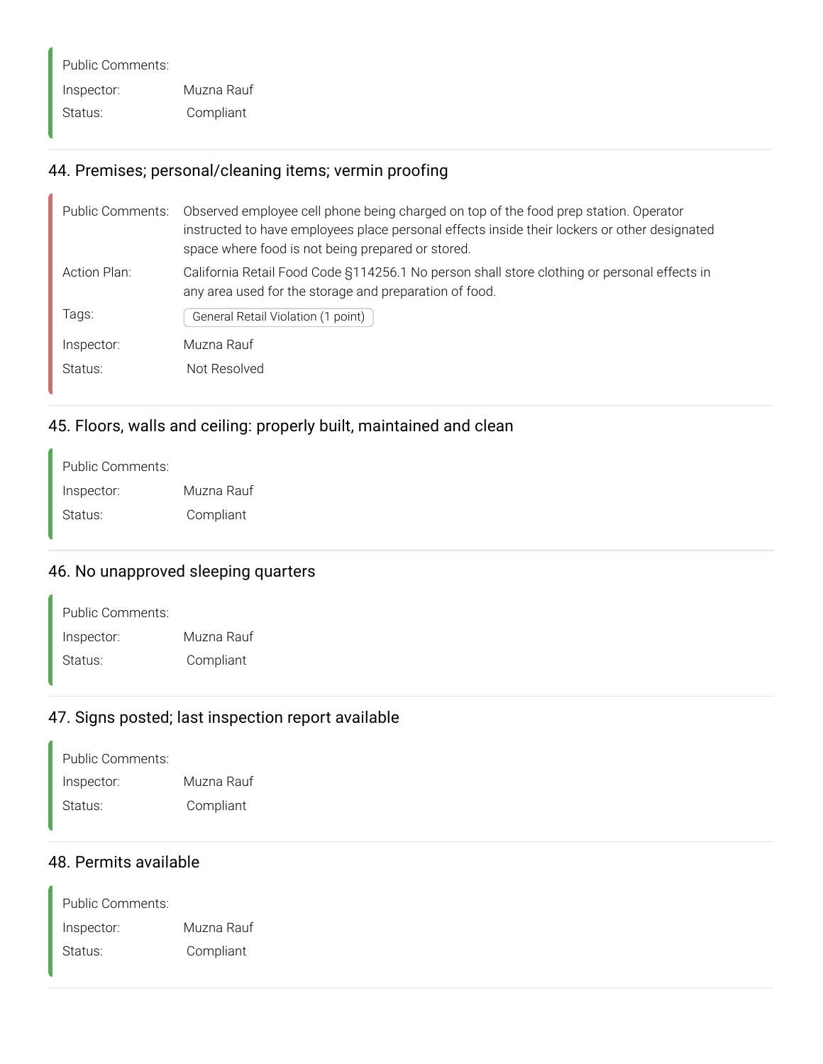Public Comments:

Inspector: Muzna Rauf

Status: Compliant

## 44. Premises; personal/cleaning items; vermin proofing

Public Comments: Observed employee cell phone being charged on top of the food prep station. Operator instructed to have employees place personal effects inside their lockers or other designated space where food is not being prepared or stored.

Action Plan: California Retail Food Code §114256.1 No person shall store clothing or personal effects in any area used for the storage and preparation of food.

Tags: General Retail Violation (1 point)

Inspector: Muzna Rauf

Status: Not Resolved

## 45. Floors, walls and ceiling: properly built, maintained and clean

Public Comments:

Inspector: Muzna Rauf

Status: Compliant

## 46. No unapproved sleeping quarters

Public Comments:

Inspector: Muzna Rauf

Status: Compliant

## 47. Signs posted; last inspection report available

Public Comments:

Inspector: Muzna Rauf

Status: Compliant

## 48. Permits available

Public Comments:

Inspector: Muzna Rauf

Status: Compliant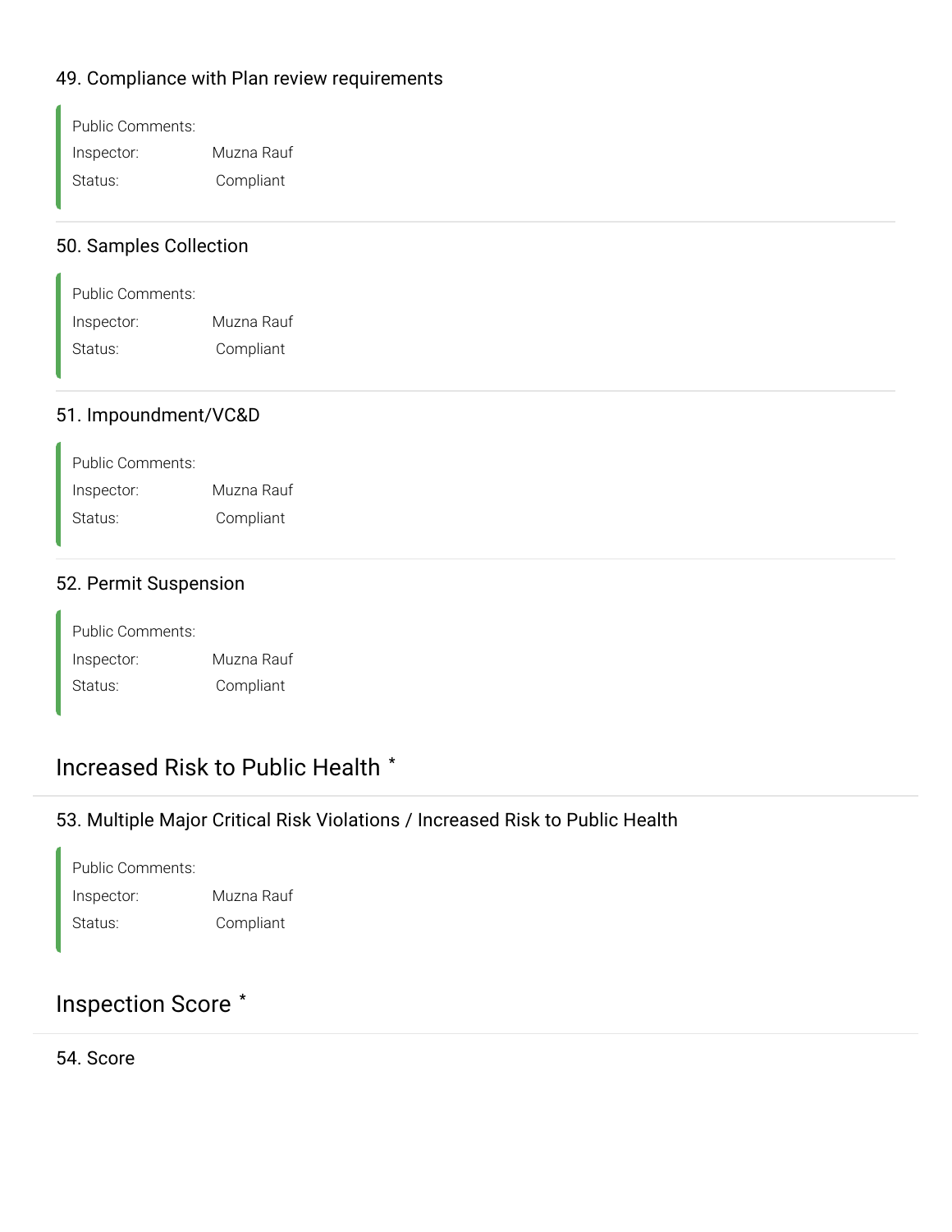### 49. Compliance with Plan review requirements

Public Comments:
Inspector: Muzna Rauf
Status: Compliant

### 50. Samples Collection

Public Comments:
Inspector: Muzna Rauf
Status: Compliant

### 51. Impoundment/VC&D

Public Comments:
Inspector: Muzna Rauf
Status: Compliant

### 52. Permit Suspension

Public Comments:
Inspector: Muzna Rauf
Status: Compliant

## Increased Risk to Public Health *

### 53. Multiple Major Critical Risk Violations / Increased Risk to Public Health

Public Comments:
Inspector: Muzna Rauf
Status: Compliant

## Inspection Score *

### 54. Score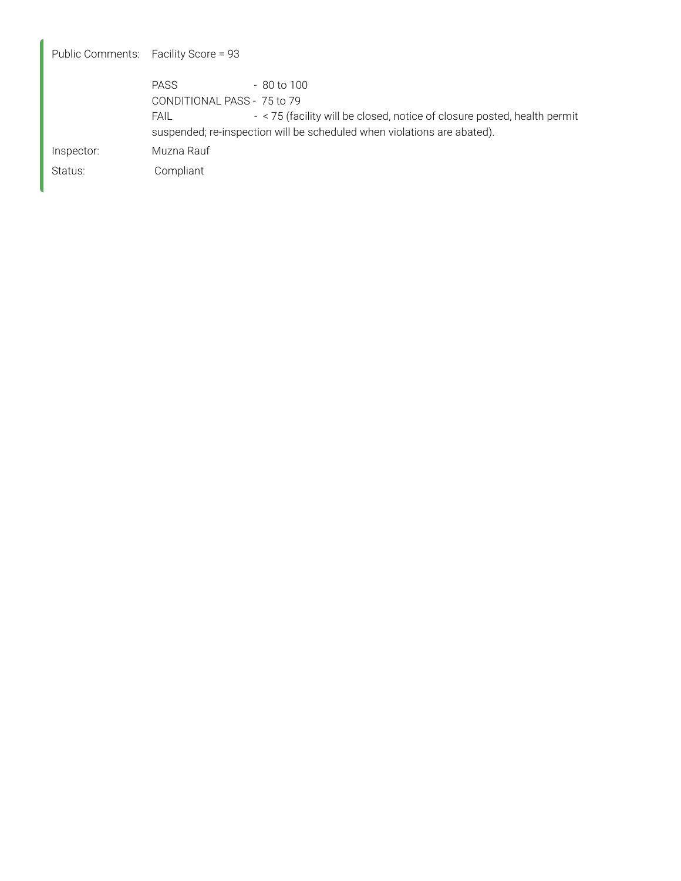| | |
|---|---|
| Public Comments: | Facility Score = 93<br><br>PASS - 80 to 100<br>CONDITIONAL PASS - 75 to 79<br>FAIL - < 75 (facility will be closed, notice of closure posted, health permit suspended; re-inspection will be scheduled when violations are abated). |
| Inspector: | Muzna Rauf |
| Status: | Compliant |